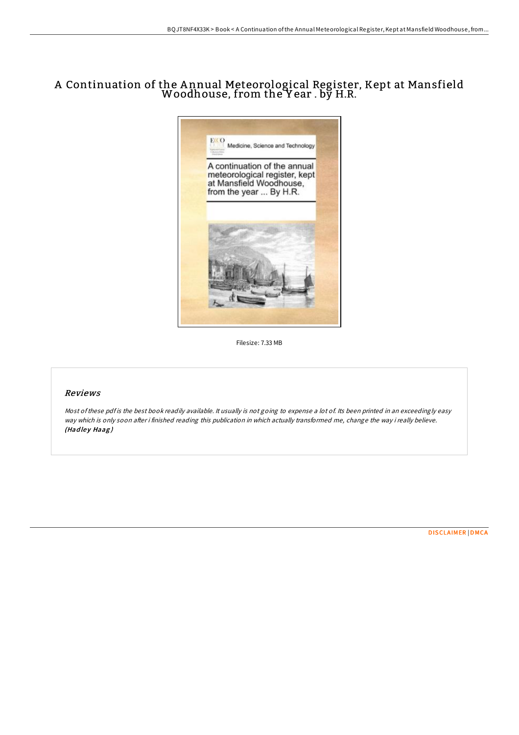# A Continuation of the Annual Meteorological Register, Kept at Mansfield Woodhouse, from the Year . by H.R.

Filesize: 7.33 MB

## Reviews

*Most of these pdf is the best book readily available. It usually is not going to expense a lot of. Its been printed in an exceedingly easy way which is only soon after i finished reading this publication in which actually transformed me, change the way i really believe.* **(Hadley Haag)**

DISCLAIMER | DMCA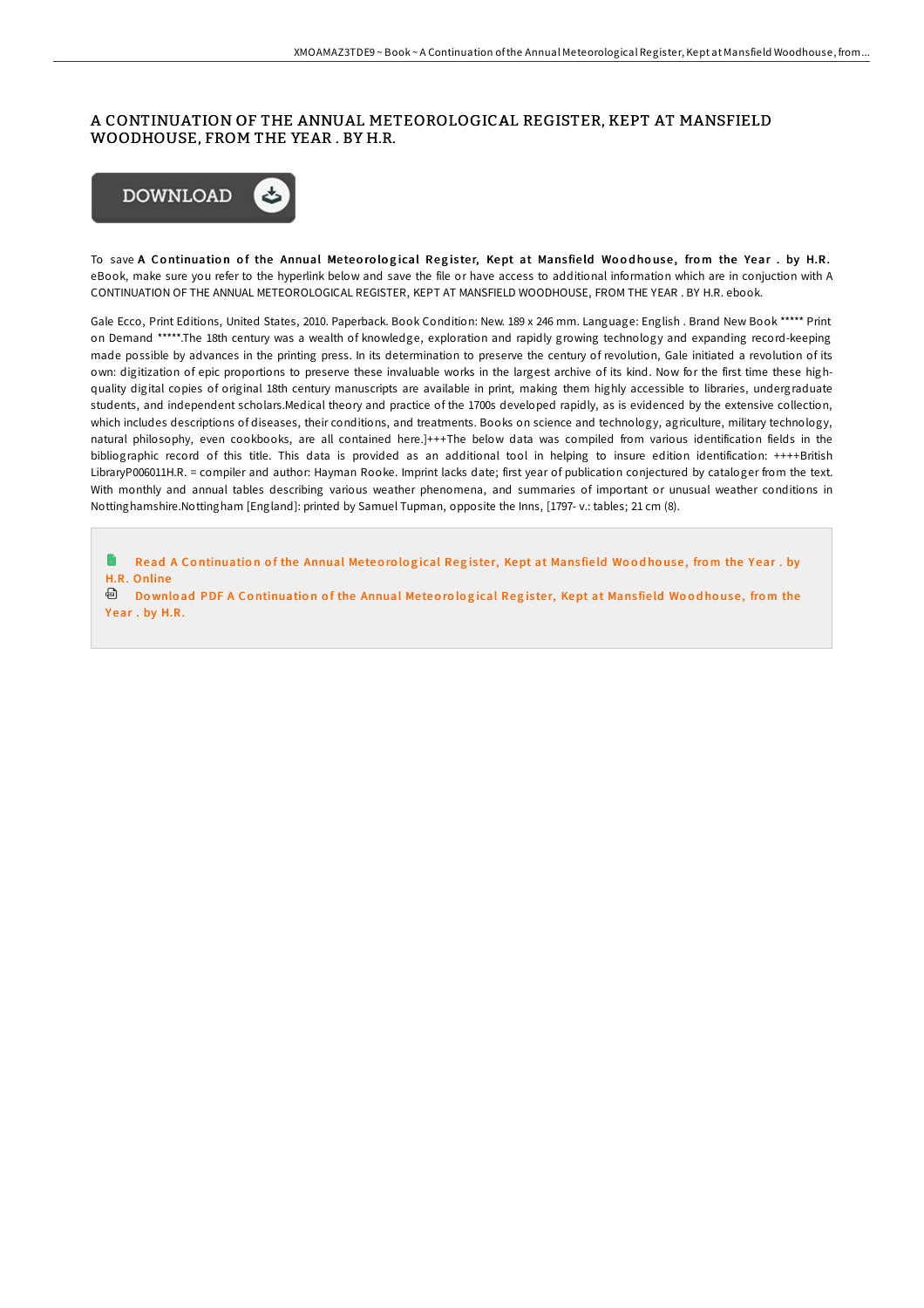# A CONTINUATION OF THE ANNUAL METEOROLOGICAL REGISTER, KEPT AT MANSFIELD WOODHOUSE, FROM THE YEAR . BY H.R.

To save **A Continuation of the Annual Meteorological Register, Kept at Mansfield Woodhouse, from the Year . by H.R.** eBook, make sure you refer to the hyperlink below and save the file or have access to additional information which are in conjuction with A CONTINUATION OF THE ANNUAL METEOROLOGICAL REGISTER, KEPT AT MANSFIELD WOODHOUSE, FROM THE YEAR . BY H.R. ebook.

Gale Ecco, Print Editions, United States, 2010. Paperback. Book Condition: New. 189 x 246 mm. Language: English . Brand New Book ***** Print on Demand *****.The 18th century was a wealth of knowledge, exploration and rapidly growing technology and expanding record-keeping made possible by advances in the printing press. In its determination to preserve the century of revolution, Gale initiated a revolution of its own: digitization of epic proportions to preserve these invaluable works in the largest archive of its kind. Now for the first time these high-quality digital copies of original 18th century manuscripts are available in print, making them highly accessible to libraries, undergraduate students, and independent scholars.Medical theory and practice of the 1700s developed rapidly, as is evidenced by the extensive collection, which includes descriptions of diseases, their conditions, and treatments. Books on science and technology, agriculture, military technology, natural philosophy, even cookbooks, are all contained here.]+++The below data was compiled from various identification fields in the bibliographic record of this title. This data is provided as an additional tool in helping to insure edition identification: ++++British LibraryP006011H.R. = compiler and author: Hayman Rooke. Imprint lacks date; first year of publication conjectured by cataloger from the text. With monthly and annual tables describing various weather phenomena, and summaries of important or unusual weather conditions in Nottinghamshire.Nottingham [England]: printed by Samuel Tupman, opposite the Inns, [1797- v.: tables; 21 cm (8).

Read A Continuation of the Annual Meteorological Register, Kept at Mansfield Woodhouse, from the Year . by H.R. Online

Download PDF A Continuation of the Annual Meteorological Register, Kept at Mansfield Woodhouse, from the Year . by H.R.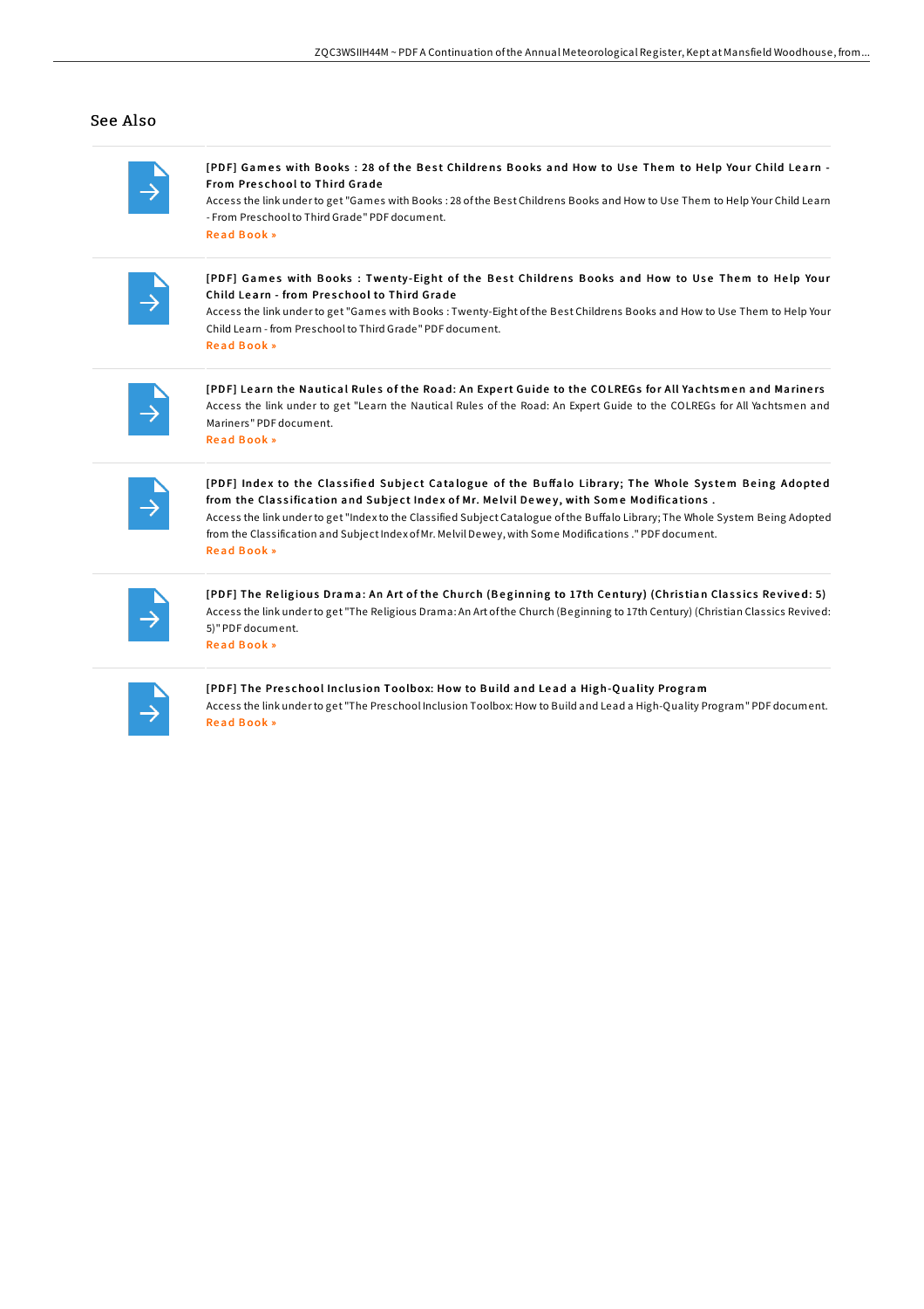## See Also

[PDF] Games with Books : 28 of the Best Childrens Books and How to Use Them to Help Your Child Learn - From Preschool to Third Grade

Access the link under to get "Games with Books : 28 of the Best Childrens Books and How to Use Them to Help Your Child Learn - From Preschool to Third Grade" PDF document.

Read Book »

[PDF] Games with Books : Twenty-Eight of the Best Childrens Books and How to Use Them to Help Your Child Learn - from Preschool to Third Grade

Access the link under to get "Games with Books : Twenty-Eight of the Best Childrens Books and How to Use Them to Help Your Child Learn - from Preschool to Third Grade" PDF document.

Read Book »

[PDF] Learn the Nautical Rules of the Road: An Expert Guide to the COLREGs for All Yachtsmen and Mariners

Access the link under to get "Learn the Nautical Rules of the Road: An Expert Guide to the COLREGs for All Yachtsmen and Mariners" PDF document.

Read Book »

[PDF] Index to the Classified Subject Catalogue of the Buffalo Library; The Whole System Being Adopted from the Classification and Subject Index of Mr. Melvil Dewey, with Some Modifications .

Access the link under to get "Index to the Classified Subject Catalogue of the Buffalo Library; The Whole System Being Adopted from the Classification and Subject Index of Mr. Melvil Dewey, with Some Modifications ." PDF document.

Read Book »

[PDF] The Religious Drama: An Art of the Church (Beginning to 17th Century) (Christian Classics Revived: 5)

Access the link under to get "The Religious Drama: An Art of the Church (Beginning to 17th Century) (Christian Classics Revived: 5)" PDF document.

Read Book »

[PDF] The Preschool Inclusion Toolbox: How to Build and Lead a High-Quality Program

Access the link under to get "The Preschool Inclusion Toolbox: How to Build and Lead a High-Quality Program" PDF document.

Read Book »